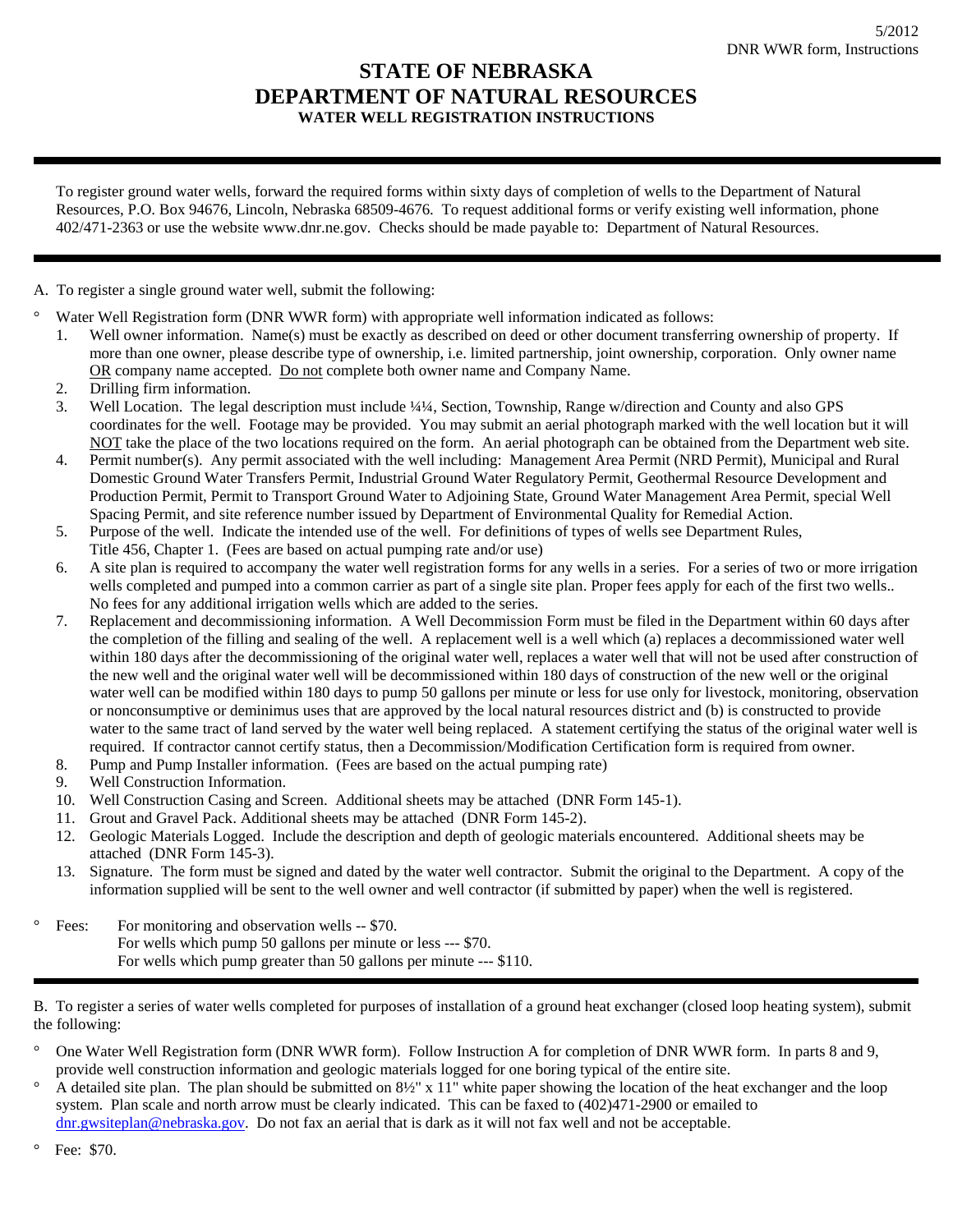# STATE OF NEBRASKA
# DEPARTMENT OF NATURAL RESOURCES
### WATER WELL REGISTRATION INSTRUCTIONS

To register ground water wells, forward the required forms within sixty days of completion of wells to the Department of Natural Resources, P.O. Box 94676, Lincoln, Nebraska 68509-4676. To request additional forms or verify existing well information, phone 402/471-2363 or use the website www.dnr.ne.gov. Checks should be made payable to: Department of Natural Resources.

A. To register a single ground water well, submit the following:

- Water Well Registration form (DNR WWR form) with appropriate well information indicated as follows:
  1. Well owner information. Name(s) must be exactly as described on deed or other document transferring ownership of property. If more than one owner, please describe type of ownership, i.e. limited partnership, joint ownership, corporation. Only owner name OR company name accepted. Do not complete both owner name and Company Name.
  2. Drilling firm information.
  3. Well Location. The legal description must include ¼¼, Section, Township, Range w/direction and County and also GPS coordinates for the well. Footage may be provided. You may submit an aerial photograph marked with the well location but it will NOT take the place of the two locations required on the form. An aerial photograph can be obtained from the Department web site.
  4. Permit number(s). Any permit associated with the well including: Management Area Permit (NRD Permit), Municipal and Rural Domestic Ground Water Transfers Permit, Industrial Ground Water Regulatory Permit, Geothermal Resource Development and Production Permit, Permit to Transport Ground Water to Adjoining State, Ground Water Management Area Permit, special Well Spacing Permit, and site reference number issued by Department of Environmental Quality for Remedial Action.
  5. Purpose of the well. Indicate the intended use of the well. For definitions of types of wells see Department Rules, Title 456, Chapter 1. (Fees are based on actual pumping rate and/or use)
  6. A site plan is required to accompany the water well registration forms for any wells in a series. For a series of two or more irrigation wells completed and pumped into a common carrier as part of a single site plan. Proper fees apply for each of the first two wells.. No fees for any additional irrigation wells which are added to the series.
  7. Replacement and decommissioning information. A Well Decommission Form must be filed in the Department within 60 days after the completion of the filling and sealing of the well. A replacement well is a well which (a) replaces a decommissioned water well within 180 days after the decommissioning of the original water well, replaces a water well that will not be used after construction of the new well and the original water well will be decommissioned within 180 days of construction of the new well or the original water well can be modified within 180 days to pump 50 gallons per minute or less for use only for livestock, monitoring, observation or nonconsumptive or deminimus uses that are approved by the local natural resources district and (b) is constructed to provide water to the same tract of land served by the water well being replaced. A statement certifying the status of the original water well is required. If contractor cannot certify status, then a Decommission/Modification Certification form is required from owner.
  8. Pump and Pump Installer information. (Fees are based on the actual pumping rate)
  9. Well Construction Information.
  10. Well Construction Casing and Screen. Additional sheets may be attached (DNR Form 145-1).
  11. Grout and Gravel Pack. Additional sheets may be attached (DNR Form 145-2).
  12. Geologic Materials Logged. Include the description and depth of geologic materials encountered. Additional sheets may be attached (DNR Form 145-3).
  13. Signature. The form must be signed and dated by the water well contractor. Submit the original to the Department. A copy of the information supplied will be sent to the well owner and well contractor (if submitted by paper) when the well is registered.

- Fees: For monitoring and observation wells -- $70.
  For wells which pump 50 gallons per minute or less --- $70.
  For wells which pump greater than 50 gallons per minute --- $110.

B. To register a series of water wells completed for purposes of installation of a ground heat exchanger (closed loop heating system), submit the following:

- One Water Well Registration form (DNR WWR form). Follow Instruction A for completion of DNR WWR form. In parts 8 and 9, provide well construction information and geologic materials logged for one boring typical of the entire site.
- A detailed site plan. The plan should be submitted on 8½" x 11" white paper showing the location of the heat exchanger and the loop system. Plan scale and north arrow must be clearly indicated. This can be faxed to (402)471-2900 or emailed to dnr.gwsiteplan@nebraska.gov. Do not fax an aerial that is dark as it will not fax well and not be acceptable.
- Fee: $70.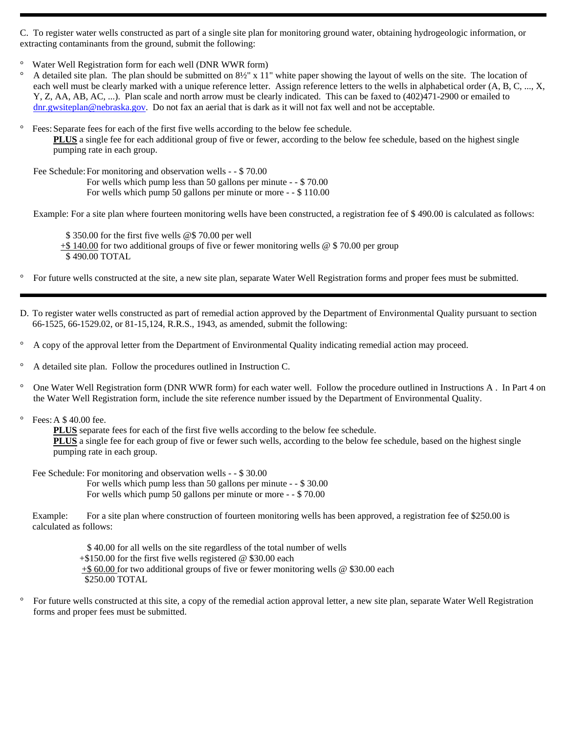---

C. To register water wells constructed as part of a single site plan for monitoring ground water, obtaining hydrogeologic information, or extracting contaminants from the ground, submit the following:

- Water Well Registration form for each well (DNR WWR form)
- A detailed site plan. The plan should be submitted on 8½" x 11" white paper showing the layout of wells on the site. The location of each well must be clearly marked with a unique reference letter. Assign reference letters to the wells in alphabetical order (A, B, C, ..., X, Y, Z, AA, AB, AC, ...). Plan scale and north arrow must be clearly indicated. This can be faxed to (402)471-2900 or emailed to dnr.gwsiteplan@nebraska.gov. Do not fax an aerial that is dark as it will not fax well and not be acceptable.
- Fees: Separate fees for each of the first five wells according to the below fee schedule.
  **PLUS** a single fee for each additional group of five or fewer, according to the below fee schedule, based on the highest single pumping rate in each group.

  Fee Schedule: For monitoring and observation wells - - $ 70.00
  For wells which pump less than 50 gallons per minute - - $ 70.00
  For wells which pump 50 gallons per minute or more - - $ 110.00

  Example: For a site plan where fourteen monitoring wells have been constructed, a registration fee of $ 490.00 is calculated as follows:

  $ 350.00 for the first five wells @$ 70.00 per well
  +$ 140.00 for two additional groups of five or fewer monitoring wells @ $ 70.00 per group
  $ 490.00 TOTAL

- For future wells constructed at the site, a new site plan, separate Water Well Registration forms and proper fees must be submitted.

---

D. To register water wells constructed as part of remedial action approved by the Department of Environmental Quality pursuant to section 66-1525, 66-1529.02, or 81-15,124, R.R.S., 1943, as amended, submit the following:

- A copy of the approval letter from the Department of Environmental Quality indicating remedial action may proceed.
- A detailed site plan. Follow the procedures outlined in Instruction C.
- One Water Well Registration form (DNR WWR form) for each water well. Follow the procedure outlined in Instructions A . In Part 4 on the Water Well Registration form, include the site reference number issued by the Department of Environmental Quality.
- Fees: A $ 40.00 fee.
  **PLUS** separate fees for each of the first five wells according to the below fee schedule.
  **PLUS** a single fee for each group of five or fewer such wells, according to the below fee schedule, based on the highest single pumping rate in each group.

  Fee Schedule: For monitoring and observation wells - - $ 30.00
  For wells which pump less than 50 gallons per minute - - $ 30.00
  For wells which pump 50 gallons per minute or more - - $ 70.00

  Example: For a site plan where construction of fourteen monitoring wells has been approved, a registration fee of $250.00 is calculated as follows:

  $ 40.00 for all wells on the site regardless of the total number of wells
  +$150.00 for the first five wells registered @ $30.00 each
  +$ 60.00 for two additional groups of five or fewer monitoring wells @ $30.00 each
  $250.00 TOTAL

- For future wells constructed at this site, a copy of the remedial action approval letter, a new site plan, separate Water Well Registration forms and proper fees must be submitted.